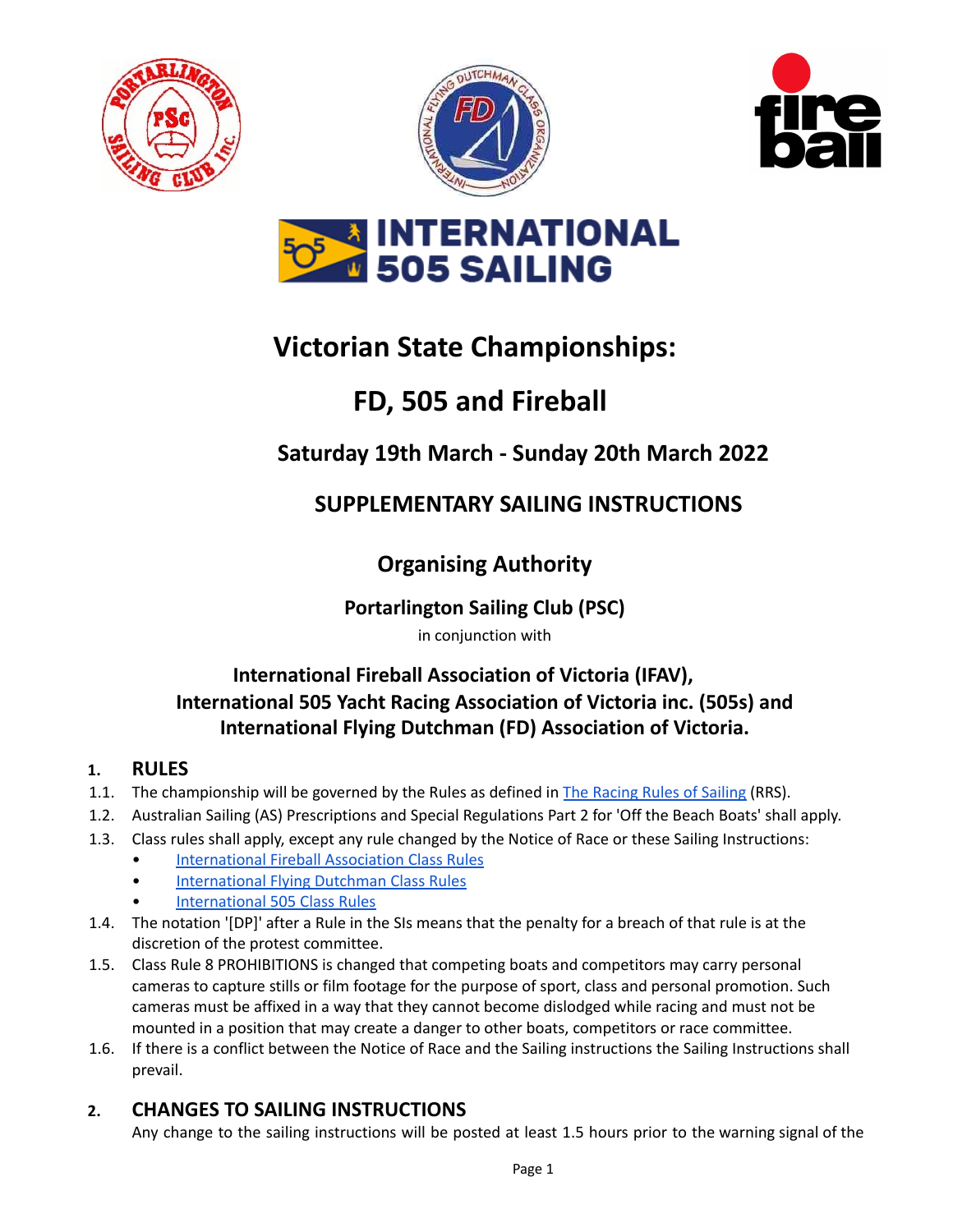# Victorian State Championships:

# FD, 505 and Fireball

## Saturday 19th March - Sunday 20th March 2022

## SUPPLEMENTARY SAILING INSTRUCTIONS

## Organising Authority

### Portarlington Sailing Club (PSC)

in conjunction with

### International Fireball Association of Victoria (IFAV), International 505 Yacht Racing Association of Victoria inc. (505s) and International Flying Dutchman (FD) Association of Victoria.

## 1. RULES

1.1. The championship will be governed by the Rules as defined in The Racing Rules of Sailing (RRS).

1.2. Australian Sailing (AS) Prescriptions and Special Regulations Part 2 for 'Off the Beach Boats' shall apply.

1.3. Class rules shall apply, except any rule changed by the Notice of Race or these Sailing Instructions:

- International Fireball Association Class Rules
- International Flying Dutchman Class Rules
- International 505 Class Rules

1.4. The notation '[DP]' after a Rule in the SIs means that the penalty for a breach of that rule is at the discretion of the protest committee.

1.5. Class Rule 8 PROHIBITIONS is changed that competing boats and competitors may carry personal cameras to capture stills or film footage for the purpose of sport, class and personal promotion. Such cameras must be affixed in a way that they cannot become dislodged while racing and must not be mounted in a position that may create a danger to other boats, competitors or race committee.

1.6. If there is a conflict between the Notice of Race and the Sailing instructions the Sailing Instructions shall prevail.

## 2. CHANGES TO SAILING INSTRUCTIONS

Any change to the sailing instructions will be posted at least 1.5 hours prior to the warning signal of the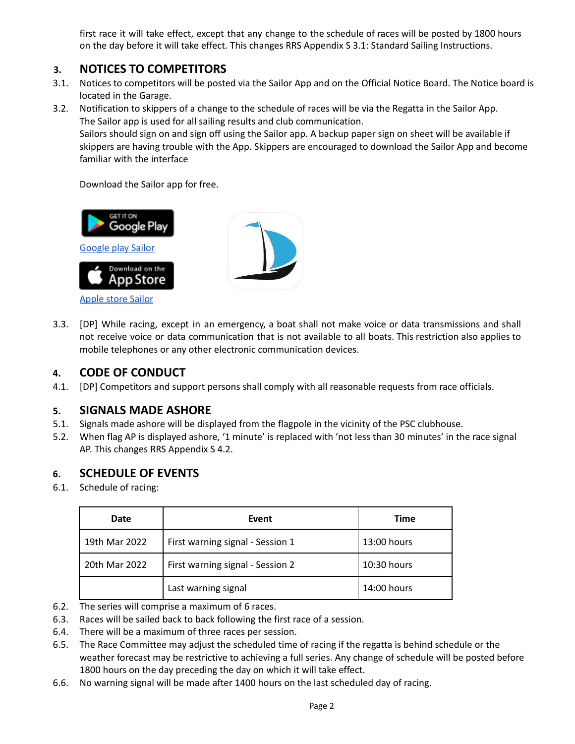first race it will take effect, except that any change to the schedule of races will be posted by 1800 hours on the day before it will take effect. This changes RRS Appendix S 3.1: Standard Sailing Instructions.

## 3. NOTICES TO COMPETITORS

3.1. Notices to competitors will be posted via the Sailor App and on the Official Notice Board. The Notice board is located in the Garage.

3.2. Notification to skippers of a change to the schedule of races will be via the Regatta in the Sailor App. The Sailor app is used for all sailing results and club communication.
Sailors should sign on and sign off using the Sailor app. A backup paper sign on sheet will be available if skippers are having trouble with the App. Skippers are encouraged to download the Sailor App and become familiar with the interface

Download the Sailor app for free.

[Google play Sailor]

[Apple store Sailor]

3.3. [DP] While racing, except in an emergency, a boat shall not make voice or data transmissions and shall not receive voice or data communication that is not available to all boats. This restriction also applies to mobile telephones or any other electronic communication devices.

## 4. CODE OF CONDUCT

4.1. [DP] Competitors and support persons shall comply with all reasonable requests from race officials.

## 5. SIGNALS MADE ASHORE

5.1. Signals made ashore will be displayed from the flagpole in the vicinity of the PSC clubhouse.

5.2. When flag AP is displayed ashore, '1 minute' is replaced with 'not less than 30 minutes' in the race signal AP. This changes RRS Appendix S 4.2.

## 6. SCHEDULE OF EVENTS

6.1. Schedule of racing:

| Date | Event | Time |
|---|---|---|
| 19th Mar 2022 | First warning signal - Session 1 | 13:00 hours |
| 20th Mar 2022 | First warning signal - Session 2 | 10:30 hours |
| | Last warning signal | 14:00 hours |

6.2. The series will comprise a maximum of 6 races.

6.3. Races will be sailed back to back following the first race of a session.

6.4. There will be a maximum of three races per session.

6.5. The Race Committee may adjust the scheduled time of racing if the regatta is behind schedule or the weather forecast may be restrictive to achieving a full series. Any change of schedule will be posted before 1800 hours on the day preceding the day on which it will take effect.

6.6. No warning signal will be made after 1400 hours on the last scheduled day of racing.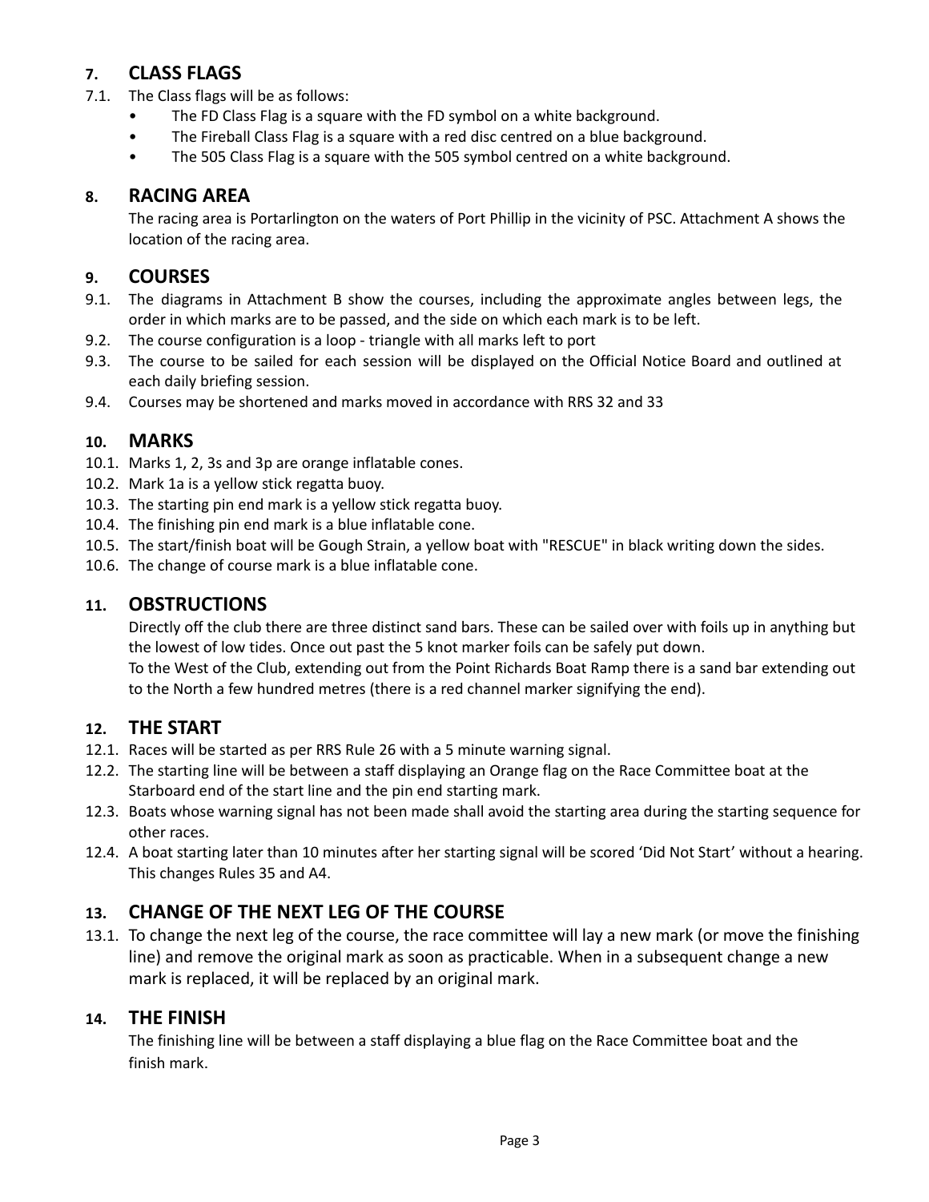## 7. CLASS FLAGS

7.1. The Class flags will be as follows:

- The FD Class Flag is a square with the FD symbol on a white background.
- The Fireball Class Flag is a square with a red disc centred on a blue background.
- The 505 Class Flag is a square with the 505 symbol centred on a white background.

## 8. RACING AREA

The racing area is Portarlington on the waters of Port Phillip in the vicinity of PSC. Attachment A shows the location of the racing area.

## 9. COURSES

9.1. The diagrams in Attachment B show the courses, including the approximate angles between legs, the order in which marks are to be passed, and the side on which each mark is to be left.

9.2. The course configuration is a loop - triangle with all marks left to port

9.3. The course to be sailed for each session will be displayed on the Official Notice Board and outlined at each daily briefing session.

9.4. Courses may be shortened and marks moved in accordance with RRS 32 and 33

## 10. MARKS

10.1. Marks 1, 2, 3s and 3p are orange inflatable cones.

10.2. Mark 1a is a yellow stick regatta buoy.

10.3. The starting pin end mark is a yellow stick regatta buoy.

10.4. The finishing pin end mark is a blue inflatable cone.

10.5. The start/finish boat will be Gough Strain, a yellow boat with "RESCUE" in black writing down the sides.

10.6. The change of course mark is a blue inflatable cone.

## 11. OBSTRUCTIONS

Directly off the club there are three distinct sand bars. These can be sailed over with foils up in anything but the lowest of low tides. Once out past the 5 knot marker foils can be safely put down.

To the West of the Club, extending out from the Point Richards Boat Ramp there is a sand bar extending out to the North a few hundred metres (there is a red channel marker signifying the end).

## 12. THE START

12.1. Races will be started as per RRS Rule 26 with a 5 minute warning signal.

12.2. The starting line will be between a staff displaying an Orange flag on the Race Committee boat at the Starboard end of the start line and the pin end starting mark.

12.3. Boats whose warning signal has not been made shall avoid the starting area during the starting sequence for other races.

12.4. A boat starting later than 10 minutes after her starting signal will be scored 'Did Not Start' without a hearing. This changes Rules 35 and A4.

## 13. CHANGE OF THE NEXT LEG OF THE COURSE

13.1. To change the next leg of the course, the race committee will lay a new mark (or move the finishing line) and remove the original mark as soon as practicable. When in a subsequent change a new mark is replaced, it will be replaced by an original mark.

## 14. THE FINISH

The finishing line will be between a staff displaying a blue flag on the Race Committee boat and the finish mark.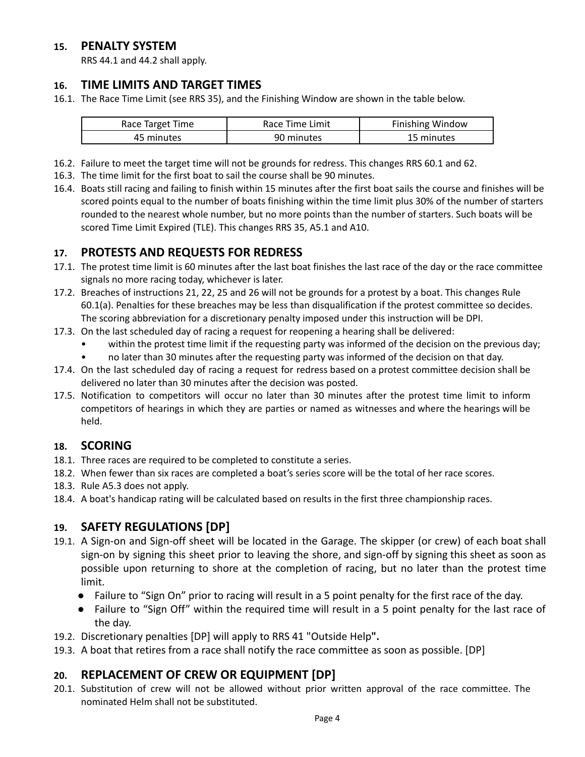## 15. PENALTY SYSTEM

RRS 44.1 and 44.2 shall apply.

## 16. TIME LIMITS AND TARGET TIMES

16.1. The Race Time Limit (see RRS 35), and the Finishing Window are shown in the table below.

| Race Target Time | Race Time Limit | Finishing Window |
|---|---|---|
| 45 minutes | 90 minutes | 15 minutes |

16.2. Failure to meet the target time will not be grounds for redress. This changes RRS 60.1 and 62.

16.3. The time limit for the first boat to sail the course shall be 90 minutes.

16.4. Boats still racing and failing to finish within 15 minutes after the first boat sails the course and finishes will be scored points equal to the number of boats finishing within the time limit plus 30% of the number of starters rounded to the nearest whole number, but no more points than the number of starters. Such boats will be scored Time Limit Expired (TLE). This changes RRS 35, A5.1 and A10.

## 17. PROTESTS AND REQUESTS FOR REDRESS

17.1. The protest time limit is 60 minutes after the last boat finishes the last race of the day or the race committee signals no more racing today, whichever is later.

17.2. Breaches of instructions 21, 22, 25 and 26 will not be grounds for a protest by a boat. This changes Rule 60.1(a). Penalties for these breaches may be less than disqualification if the protest committee so decides. The scoring abbreviation for a discretionary penalty imposed under this instruction will be DPI.

17.3. On the last scheduled day of racing a request for reopening a hearing shall be delivered:

- within the protest time limit if the requesting party was informed of the decision on the previous day;
- no later than 30 minutes after the requesting party was informed of the decision on that day.

17.4. On the last scheduled day of racing a request for redress based on a protest committee decision shall be delivered no later than 30 minutes after the decision was posted.

17.5. Notification to competitors will occur no later than 30 minutes after the protest time limit to inform competitors of hearings in which they are parties or named as witnesses and where the hearings will be held.

## 18. SCORING

18.1. Three races are required to be completed to constitute a series.

18.2. When fewer than six races are completed a boat's series score will be the total of her race scores.

18.3. Rule A5.3 does not apply.

18.4. A boat's handicap rating will be calculated based on results in the first three championship races.

## 19. SAFETY REGULATIONS [DP]

19.1. A Sign-on and Sign-off sheet will be located in the Garage. The skipper (or crew) of each boat shall sign-on by signing this sheet prior to leaving the shore, and sign-off by signing this sheet as soon as possible upon returning to shore at the completion of racing, but no later than the protest time limit.

- Failure to "Sign On" prior to racing will result in a 5 point penalty for the first race of the day.
- Failure to "Sign Off" within the required time will result in a 5 point penalty for the last race of the day.

19.2. Discretionary penalties [DP] will apply to RRS 41 "Outside Help**".**

19.3. A boat that retires from a race shall notify the race committee as soon as possible. [DP]

## 20. REPLACEMENT OF CREW OR EQUIPMENT [DP]

20.1. Substitution of crew will not be allowed without prior written approval of the race committee. The nominated Helm shall not be substituted.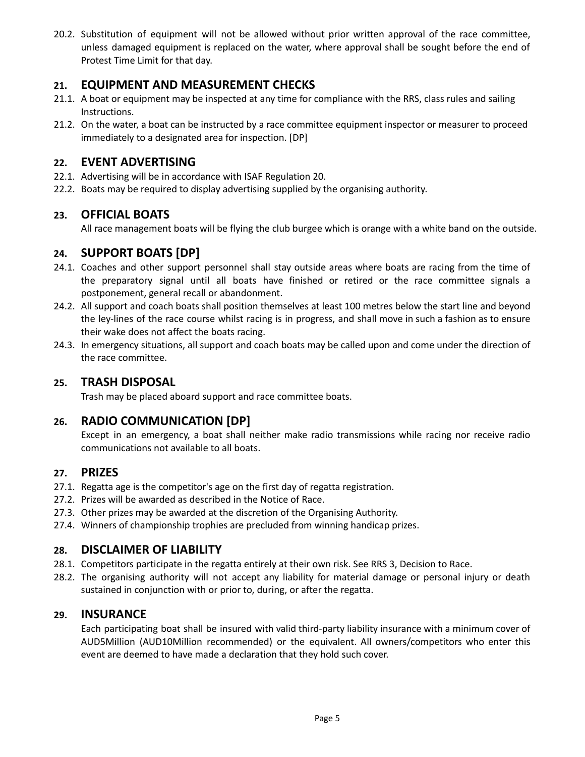20.2. Substitution of equipment will not be allowed without prior written approval of the race committee, unless damaged equipment is replaced on the water, where approval shall be sought before the end of Protest Time Limit for that day.

## 21. EQUIPMENT AND MEASUREMENT CHECKS

21.1. A boat or equipment may be inspected at any time for compliance with the RRS, class rules and sailing Instructions.

21.2. On the water, a boat can be instructed by a race committee equipment inspector or measurer to proceed immediately to a designated area for inspection. [DP]

## 22. EVENT ADVERTISING

22.1. Advertising will be in accordance with ISAF Regulation 20.

22.2. Boats may be required to display advertising supplied by the organising authority.

## 23. OFFICIAL BOATS

All race management boats will be flying the club burgee which is orange with a white band on the outside.

## 24. SUPPORT BOATS [DP]

24.1. Coaches and other support personnel shall stay outside areas where boats are racing from the time of the preparatory signal until all boats have finished or retired or the race committee signals a postponement, general recall or abandonment.

24.2. All support and coach boats shall position themselves at least 100 metres below the start line and beyond the ley-lines of the race course whilst racing is in progress, and shall move in such a fashion as to ensure their wake does not affect the boats racing.

24.3. In emergency situations, all support and coach boats may be called upon and come under the direction of the race committee.

## 25. TRASH DISPOSAL

Trash may be placed aboard support and race committee boats.

## 26. RADIO COMMUNICATION [DP]

Except in an emergency, a boat shall neither make radio transmissions while racing nor receive radio communications not available to all boats.

## 27. PRIZES

27.1. Regatta age is the competitor's age on the first day of regatta registration.

27.2. Prizes will be awarded as described in the Notice of Race.

27.3. Other prizes may be awarded at the discretion of the Organising Authority.

27.4. Winners of championship trophies are precluded from winning handicap prizes.

## 28. DISCLAIMER OF LIABILITY

28.1. Competitors participate in the regatta entirely at their own risk. See RRS 3, Decision to Race.

28.2. The organising authority will not accept any liability for material damage or personal injury or death sustained in conjunction with or prior to, during, or after the regatta.

## 29. INSURANCE

Each participating boat shall be insured with valid third-party liability insurance with a minimum cover of AUD5Million (AUD10Million recommended) or the equivalent. All owners/competitors who enter this event are deemed to have made a declaration that they hold such cover.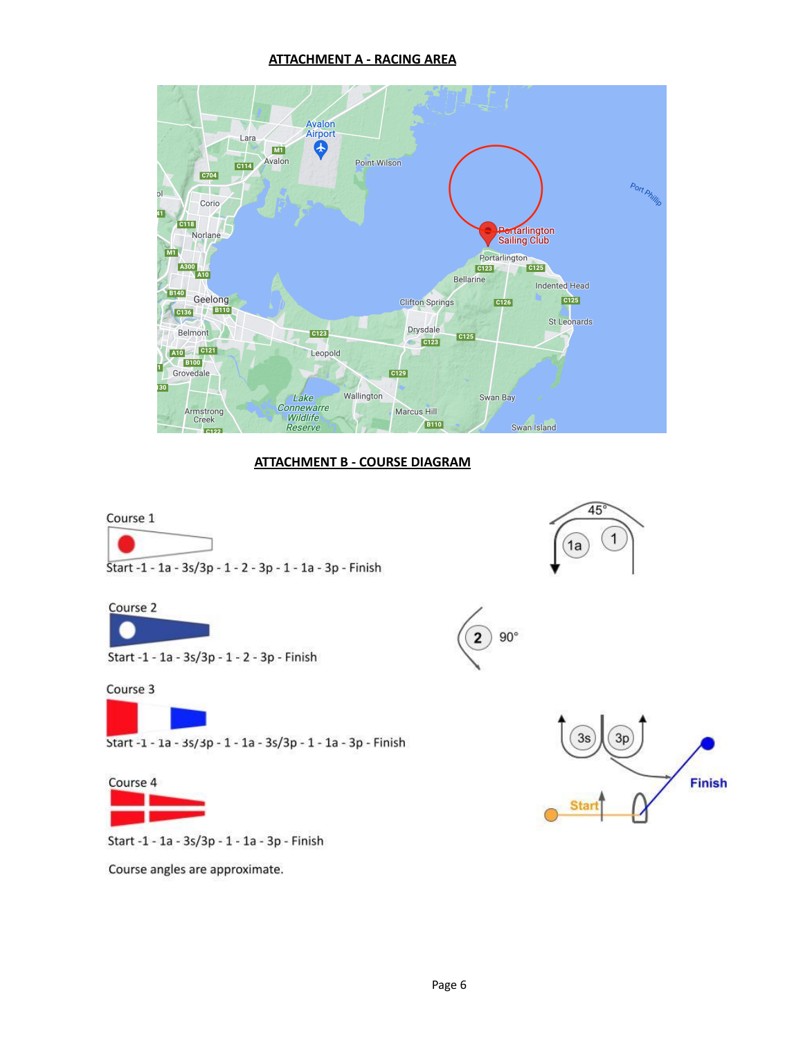## ATTACHMENT A - RACING AREA

## ATTACHMENT B - COURSE DIAGRAM

Course 1

Start -1 - 1a - 3s/3p - 1 - 2 - 3p - 1 - 1a - 3p - Finish

Course 2

Start -1 - 1a - 3s/3p - 1 - 2 - 3p - Finish

Course 3

Start -1 - 1a - 3s/3p - 1 - 1a - 3s/3p - 1 - 1a - 3p - Finish

Course 4

Start -1 - 1a - 3s/3p - 1 - 1a - 3p - Finish

Course angles are approximate.

45°

1a

1

2

90°

3s

3p

Finish

Start